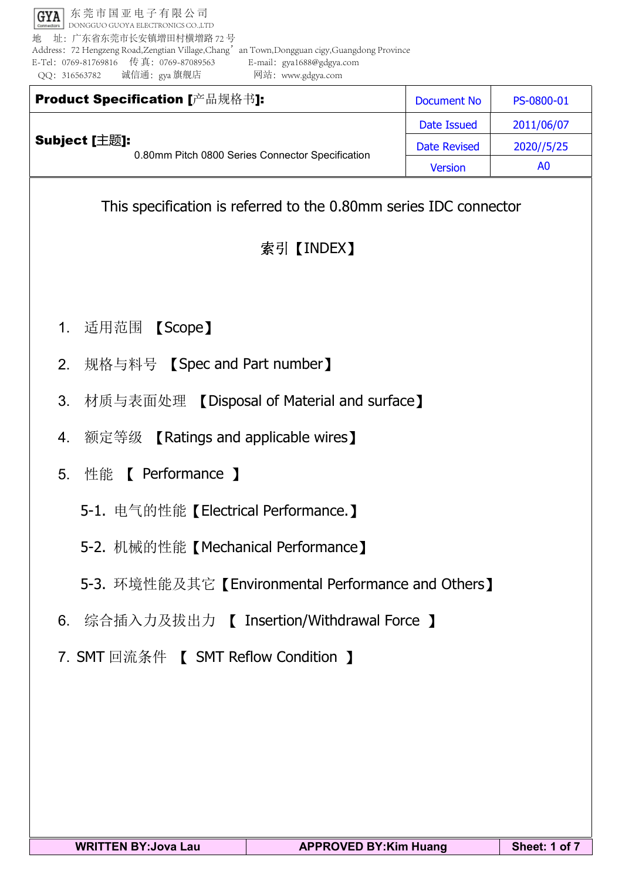GYA 东莞市国亚电子有限公司
DONGGUO GUOYA ELECTRONICS CO.,LTD

地　址：广东省东莞市长安镇增田村横增路 72 号
Address：72 Hengzeng Road,Zengtian Village,Chang' an Town,Dongguan cigy,Guangdong Province
E-Tel：0769-81769816　传 真：0769-87089563　E-mail：gya1688@gdgya.com
QQ：316563782　诚信通：gya 旗舰店　网站：www.gdgya.com

| **Product Specification [产品规格书]:** | Document No | PS-0800-01 |
|---|---|---|
| **Subject [主题]:** 0.80mm Pitch 0800 Series Connector Specification | Date Issued | 2011/06/07 |
| | Date Revised | 2020//5/25 |
| | Version | A0 |

This specification is referred to the 0.80mm series IDC connector

索引【INDEX】

1. 适用范围 【Scope】
2. 规格与料号 【Spec and Part number】
3. 材质与表面处理 【Disposal of Material and surface】
4. 额定等级 【Ratings and applicable wires】
5. 性能 【 Performance 】
    - 5-1. 电气的性能【Electrical Performance.】
    - 5-2. 机械的性能【Mechanical Performance】
    - 5-3. 环境性能及其它【Environmental Performance and Others】
6. 综合插入力及拔出力 【 Insertion/Withdrawal Force 】
7. SMT 回流条件 【 SMT Reflow Condition 】

| WRITTEN BY:Jova Lau | APPROVED BY:Kim Huang |
|---|---|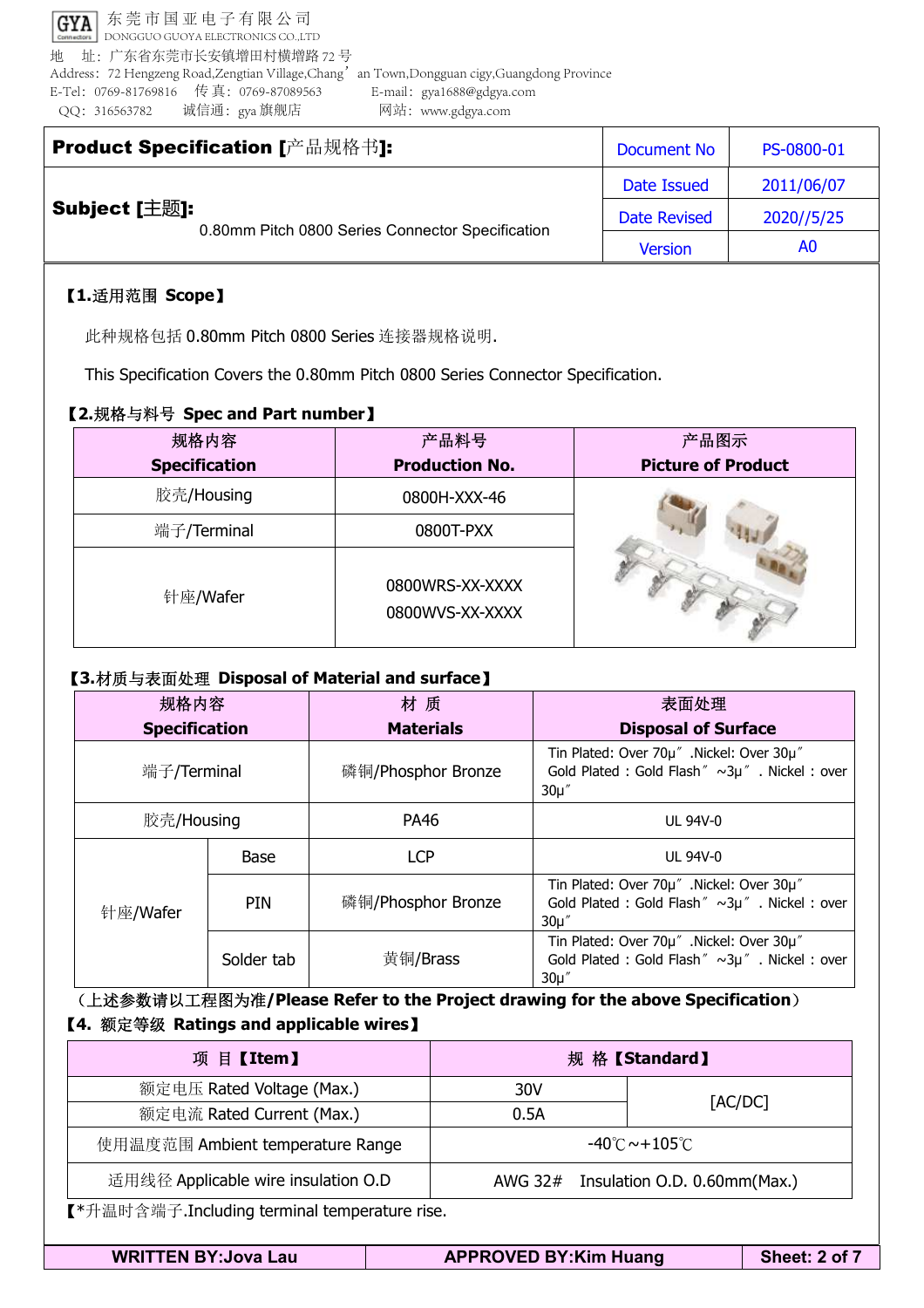东莞市国亚电子有限公司
DONGGUO GUOYA ELECTRONICS CO.,LTD
地 址：广东省东莞市长安镇增田村横增路 72 号
Address：72 Hengzeng Road,Zengtian Village,Chang' an Town,Dongguan cigy,Guangdong Province
E-Tel：0769-81769816 传 真：0769-87089563 E-mail：gya1688@gdgya.com
QQ：316563782 诚信通：gya 旗舰店 网站：www.gdgya.com

| **Product Specification [产品规格书]:** | Document No | PS-0800-01 |
|---|---|---|
| **Subject [主题]:** 0.80mm Pitch 0800 Series Connector Specification | Date Issued | 2011/06/07 |
| | Date Revised | 2020//5/25 |
| | Version | A0 |

## 【1.适用范围 Scope】

此种规格包括 0.80mm Pitch 0800 Series 连接器规格说明.

This Specification Covers the 0.80mm Pitch 0800 Series Connector Specification.

## 【2.规格与料号 Spec and Part number】

| 规格内容 Specification | 产品料号 Production No. | 产品图示 Picture of Product |
|---|---|---|
| 胶壳/Housing | 0800H-XXX-46 | |
| 端子/Terminal | 0800T-PXX | |
| 针座/Wafer | 0800WRS-XX-XXXX<br>0800WVS-XX-XXXX | |

## 【3.材质与表面处理 Disposal of Material and surface】

| 规格内容 Specification | | 材 质 Materials | 表面处理 Disposal of Surface |
|---|---|---|---|
| 端子/Terminal | | 磷铜/Phosphor Bronze | Tin Plated: Over 70μ" .Nickel: Over 30μ"<br>Gold Plated：Gold Flash" ~3μ" . Nickel：over 30μ" |
| 胶壳/Housing | | PA46 | UL 94V-0 |
| 针座/Wafer | Base | LCP | UL 94V-0 |
| | PIN | 磷铜/Phosphor Bronze | Tin Plated: Over 70μ" .Nickel: Over 30μ"<br>Gold Plated：Gold Flash" ~3μ" . Nickel：over 30μ" |
| | Solder tab | 黄铜/Brass | Tin Plated: Over 70μ" .Nickel: Over 30μ"<br>Gold Plated：Gold Flash" ~3μ" . Nickel：over 30μ" |

（上述参数请以工程图为准/**Please Refer to the Project drawing for the above Specification**）

## 【4. 额定等级 Ratings and applicable wires】

| 项 目【Item】 | 规 格【Standard】 | |
|---|---|---|
| 额定电压 Rated Voltage (Max.) | 30V | [AC/DC] |
| 额定电流 Rated Current (Max.) | 0.5A | |
| 使用温度范围 Ambient temperature Range | -40℃~+105℃ | |
| 适用线径 Applicable wire insulation O.D | AWG 32# Insulation O.D. 0.60mm(Max.) | |

【*升温时含端子.Including terminal temperature rise.

| WRITTEN BY:Jova Lau | APPROVED BY:Kim Huang |
|---|---|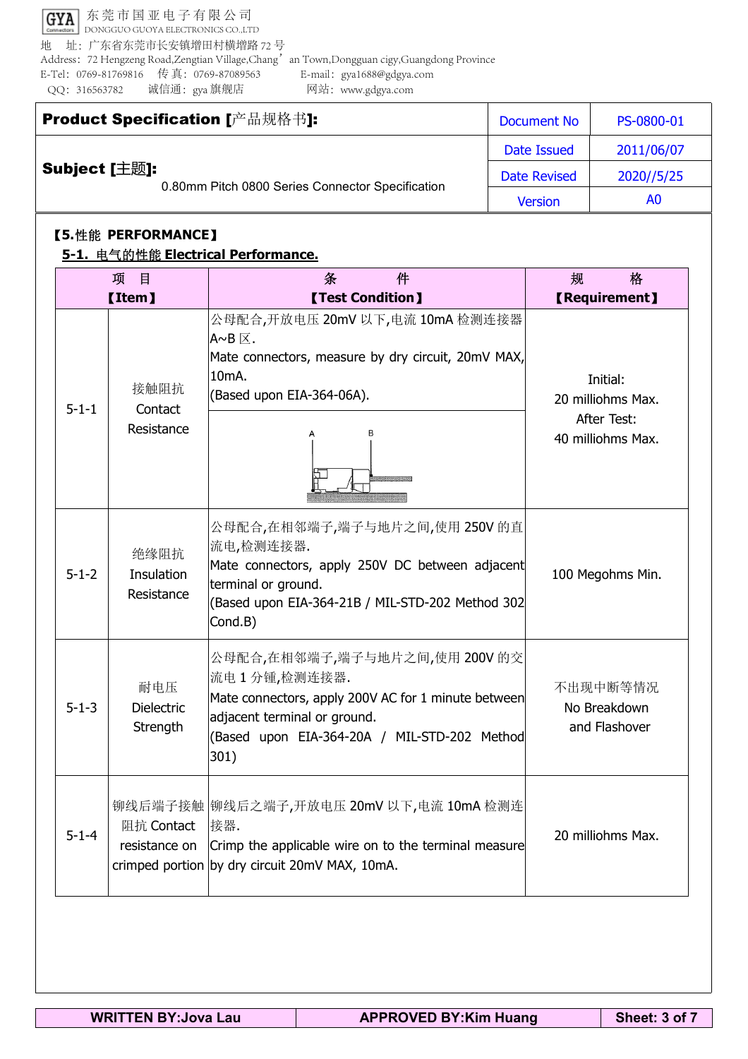| **Product Specification [产品规格书]:** | Document No | PS-0800-01 |
|---|---|---|
| **Subject [主题]:** 0.80mm Pitch 0800 Series Connector Specification | Date Issued | 2011/06/07 |
| | Date Revised | 2020//5/25 |
| | Version | A0 |

**【5.性能 PERFORMANCE】**

**5-1. 电气的性能 Electrical Performance.**

| 项 目【Item】 | | 条 件【Test Condition】 | 规 格【Requirement】 |
|---|---|---|---|
| 5-1-1 | 接触阻抗 Contact Resistance | 公母配合,开放电压 20mV 以下,电流 10mA 检测连接器 A~B 区. Mate connectors, measure by dry circuit, 20mV MAX, 10mA. (Based upon EIA-364-06A). | Initial: 20 milliohms Max. After Test: 40 milliohms Max. |
| 5-1-2 | 绝缘阻抗 Insulation Resistance | 公母配合,在相邻端子,端子与地片之间,使用 250V 的直流电,检测连接器. Mate connectors, apply 250V DC between adjacent terminal or ground. (Based upon EIA-364-21B / MIL-STD-202 Method 302 Cond.B) | 100 Megohms Min. |
| 5-1-3 | 耐电压 Dielectric Strength | 公母配合,在相邻端子,端子与地片之间,使用 200V 的交流电 1 分锺,检测连接器. Mate connectors, apply 200V AC for 1 minute between adjacent terminal or ground. (Based upon EIA-364-20A / MIL-STD-202 Method 301) | 不出现中断等情况 No Breakdown and Flashover |
| 5-1-4 | 铆线后端子接触阻抗 Contact resistance on crimped portion | 铆线后之端子,开放电压 20mV 以下,电流 10mA 检测连接器. Crimp the applicable wire on to the terminal measure by dry circuit 20mV MAX, 10mA. | 20 milliohms Max. |

WRITTEN BY:Jova Lau | APPROVED BY:Kim Huang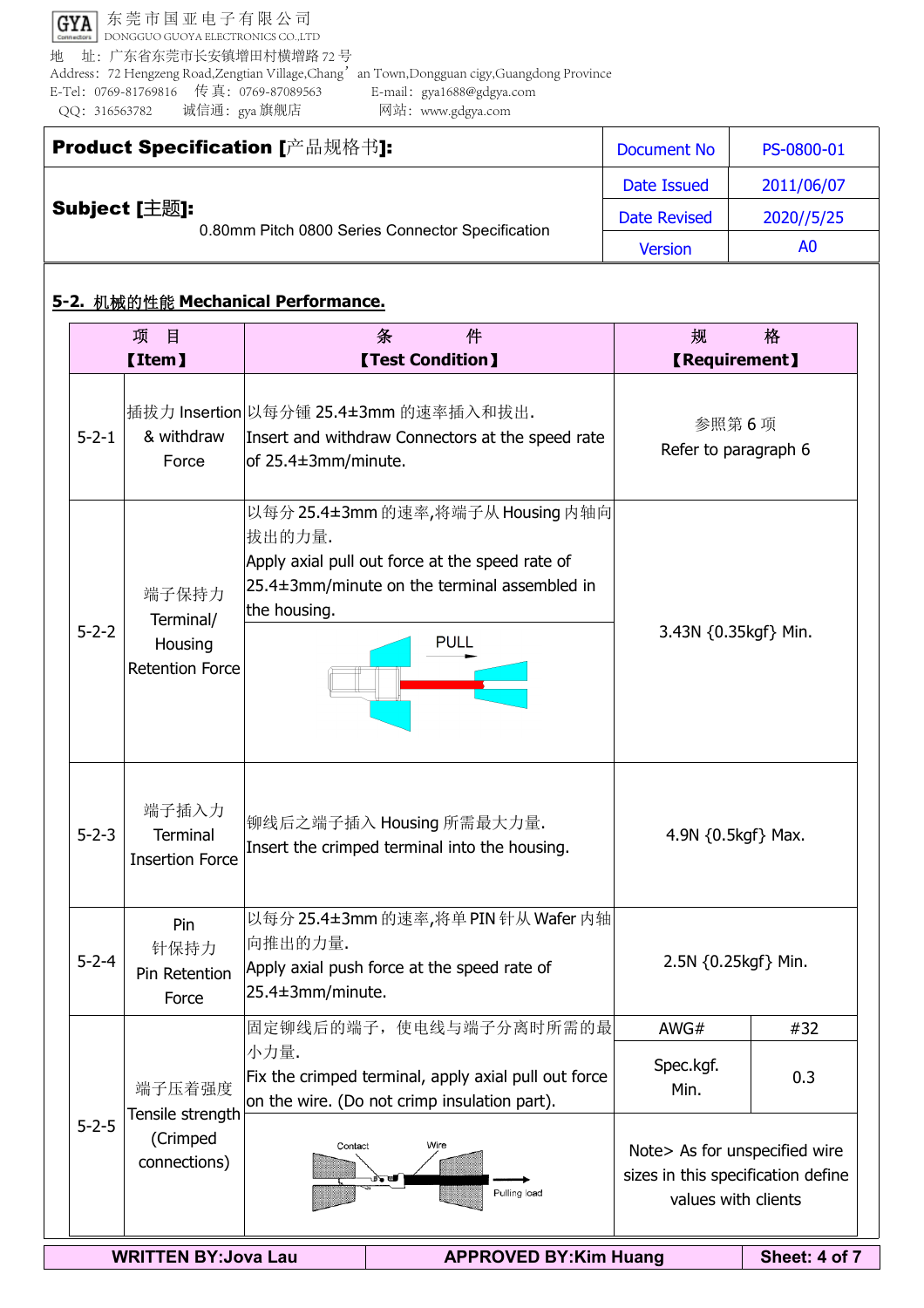| Product Specification [产品规格书]: | Document No | PS-0800-01 |
|---|---|---|
| Subject [主题]: 0.80mm Pitch 0800 Series Connector Specification | Date Issued | 2011/06/07 |
| | Date Revised | 2020//5/25 |
| | Version | A0 |

## 5-2. 机械的性能 Mechanical Performance.

| 项 目 【Item】 | | 条 件 【Test Condition】 | 规 格 【Requirement】 | |
|---|---|---|---|---|
| 5-2-1 | 插拔力 Insertion & withdraw Force | 以每分锺 25.4±3mm 的速率插入和拔出. Insert and withdraw Connectors at the speed rate of 25.4±3mm/minute. | 参照第 6 项 Refer to paragraph 6 | |
| 5-2-2 | 端子保持力 Terminal/ Housing Retention Force | 以每分 25.4±3mm 的速率,将端子从 Housing 内轴向拔出的力量. Apply axial pull out force at the speed rate of 25.4±3mm/minute on the terminal assembled in the housing. PULL | 3.43N {0.35kgf} Min. | |
| 5-2-3 | 端子插入力 Terminal Insertion Force | 铆线后之端子插入 Housing 所需最大力量. Insert the crimped terminal into the housing. | 4.9N {0.5kgf} Max. | |
| 5-2-4 | Pin 针保持力 Pin Retention Force | 以每分 25.4±3mm 的速率,将单 PIN 针从 Wafer 内轴向推出的力量. Apply axial push force at the speed rate of 25.4±3mm/minute. | 2.5N {0.25kgf} Min. | |
| 5-2-5 | 端子压着强度 Tensile strength (Crimped connections) | 固定铆线后的端子，使电线与端子分离时所需的最小力量. Fix the crimped terminal, apply axial pull out force on the wire. (Do not crimp insulation part). | AWG# | #32 |
| | | | Spec.kgf. Min. | 0.3 |
| | | Contact Wire Pulling load | Note> As for unspecified wire sizes in this specification define values with clients | |

| WRITTEN BY:Jova Lau | APPROVED BY:Kim Huang |
|---|---|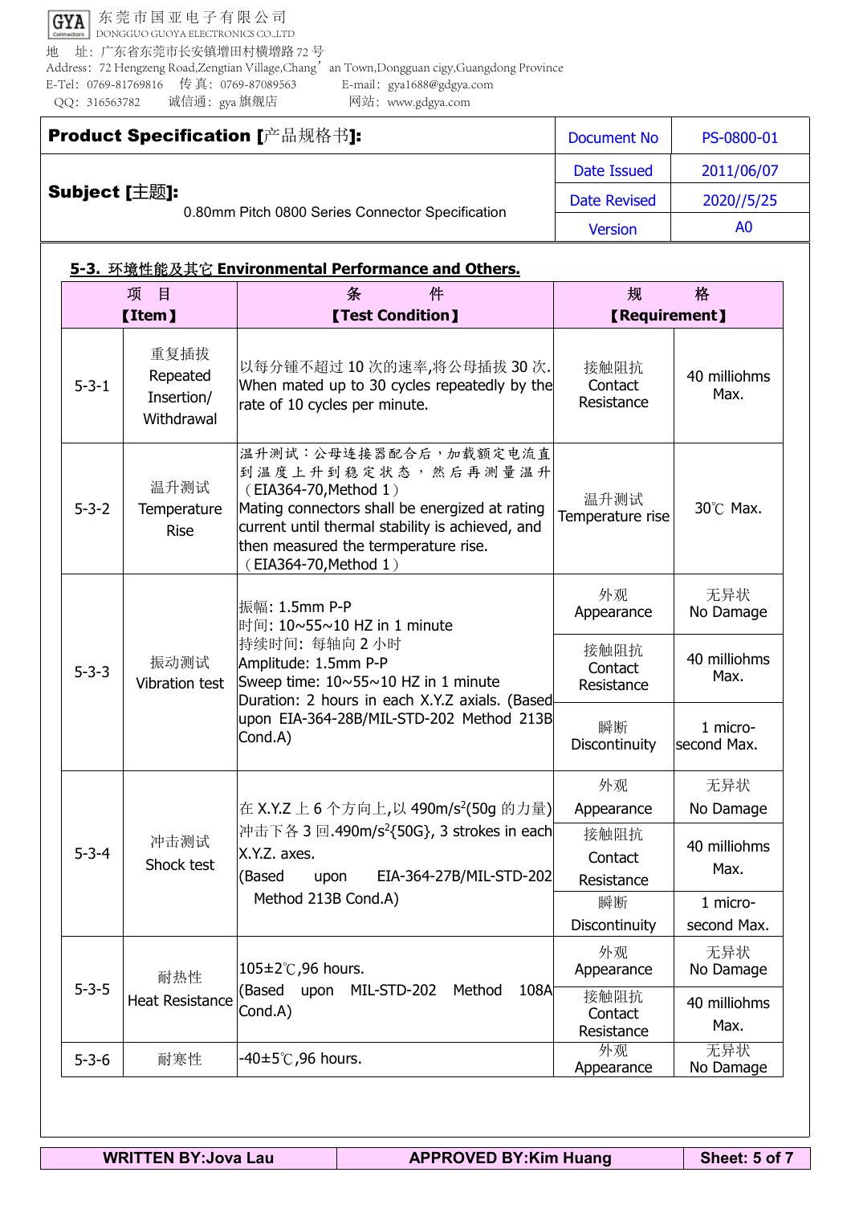**Product Specification [产品规格书]:**

**Subject [主题]:** 0.80mm Pitch 0800 Series Connector Specification

| Document No | PS-0800-01 |
|---|---|
| Date Issued | 2011/06/07 |
| Date Revised | 2020//5/25 |
| Version | A0 |

## 5-3. 环境性能及其它 Environmental Performance and Others.

| 项 目【Item】 | | 条 件【Test Condition】 | 规 格【Requirement】 | |
|---|---|---|---|---|
| 5-3-1 | 重复插拔 Repeated Insertion/ Withdrawal | 以每分锺不超过 10 次的速率,将公母插拔 30 次. When mated up to 30 cycles repeatedly by the rate of 10 cycles per minute. | 接触阻抗 Contact Resistance | 40 milliohms Max. |
| 5-3-2 | 温升测试 Temperature Rise | 温升测试：公母连接器配合后，加载额定电流直到温度上升到稳定状态，然后再测量温升（EIA364-70,Method 1）Mating connectors shall be energized at rating current until thermal stability is achieved, and then measured the termperature rise.（EIA364-70,Method 1） | 温升测试 Temperature rise | 30℃ Max. |
| 5-3-3 | 振动测试 Vibration test | 振幅: 1.5mm P-P<br>时间: 10~55~10 HZ in 1 minute<br>持续时间: 每轴向 2 小时<br>Amplitude: 1.5mm P-P<br>Sweep time: 10~55~10 HZ in 1 minute<br>Duration: 2 hours in each X.Y.Z axials. (Based upon EIA-364-28B/MIL-STD-202 Method 213B Cond.A) | 外观 Appearance | 无异状 No Damage |
| | | | 接触阻抗 Contact Resistance | 40 milliohms Max. |
| | | | 瞬断 Discontinuity | 1 micro-second Max. |
| 5-3-4 | 冲击测试 Shock test | 在 X.Y.Z 上 6 个方向上,以 490m/s²(50g 的力量)冲击下各 3 回.490m/s²{50G}, 3 strokes in each X.Y.Z. axes.<br>(Based upon EIA-364-27B/MIL-STD-202 Method 213B Cond.A) | 外观 Appearance | 无异状 No Damage |
| | | | 接触阻抗 Contact Resistance | 40 milliohms Max. |
| | | | 瞬断 Discontinuity | 1 micro-second Max. |
| 5-3-5 | 耐热性 Heat Resistance | 105±2℃,96 hours.<br>(Based upon MIL-STD-202 Method 108A Cond.A) | 外观 Appearance | 无异状 No Damage |
| | | | 接触阻抗 Contact Resistance | 40 milliohms Max. |
| 5-3-6 | 耐寒性 | -40±5℃,96 hours. | 外观 Appearance | 无异状 No Damage |

| WRITTEN BY:Jova Lau | APPROVED BY:Kim Huang |
|---|---|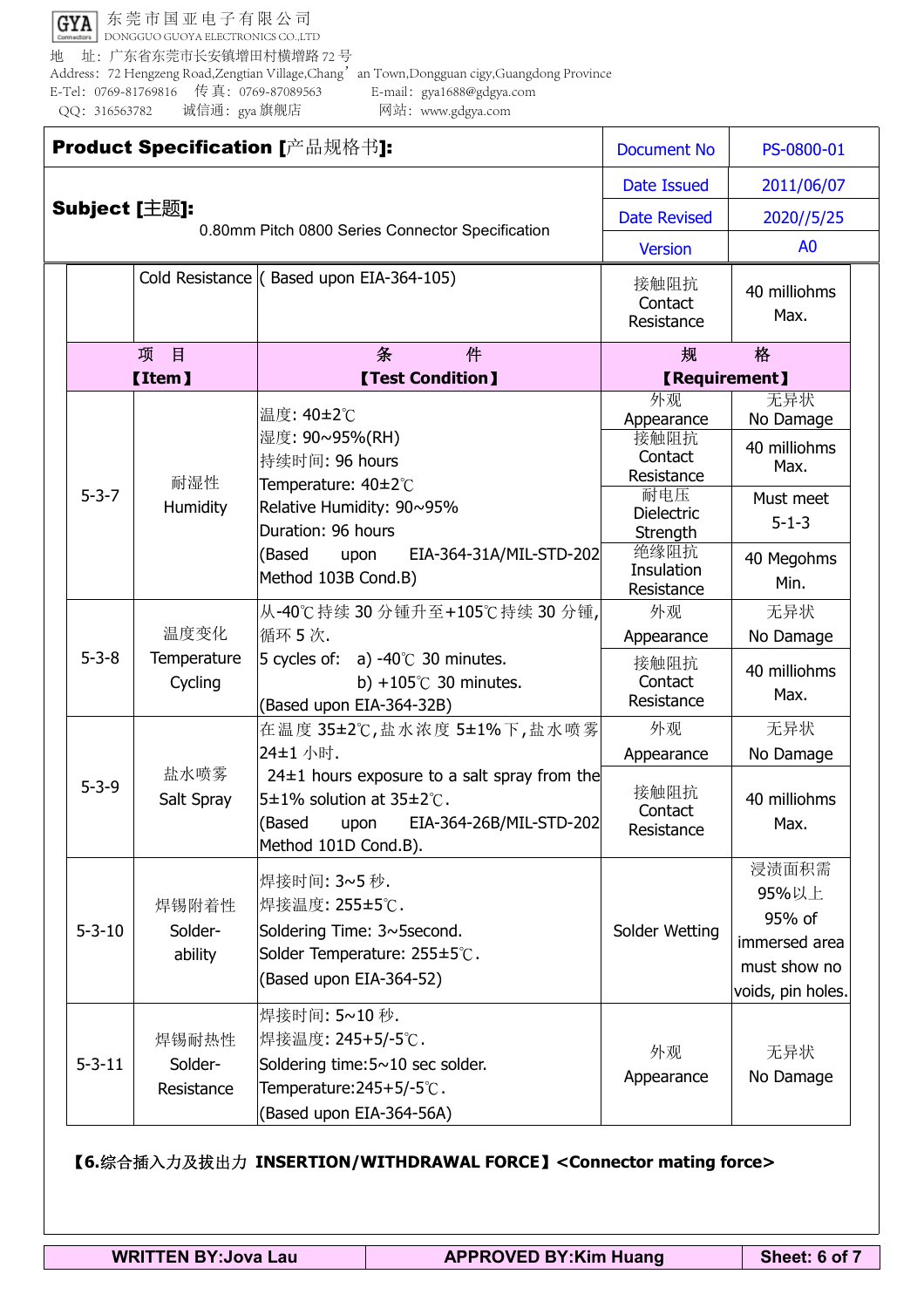| | Cold Resistance | ( Based upon EIA-364-105) | 接触阻抗 Contact Resistance | 40 milliohms Max. |
|---|---|---|---|---|
| 项　目 【Item】 | | 条　　件 【Test Condition】 | 规　　格 【Requirement】 | |
| 5-3-7 | 耐湿性 Humidity | 温度: 40±2℃<br>湿度: 90~95%(RH)<br>持续时间: 96 hours<br>Temperature: 40±2℃<br>Relative Humidity: 90~95%<br>Duration: 96 hours<br>(Based upon EIA-364-31A/MIL-STD-202 Method 103B Cond.B) | 外观 Appearance | 无异状 No Damage |
| | | | 接触阻抗 Contact Resistance | 40 milliohms Max. |
| | | | 耐电压 Dielectric Strength | Must meet 5-1-3 |
| | | | 绝缘阻抗 Insulation Resistance | 40 Megohms Min. |
| 5-3-8 | 温度变化 Temperature Cycling | 从-40℃持续 30 分钟升至+105℃持续 30 分钟,循环 5 次.<br>5 cycles of: a) -40℃ 30 minutes.<br>b) +105℃ 30 minutes.<br>(Based upon EIA-364-32B) | 外观 Appearance | 无异状 No Damage |
| | | | 接触阻抗 Contact Resistance | 40 milliohms Max. |
| 5-3-9 | 盐水喷雾 Salt Spray | 在温度 35±2℃,盐水浓度 5±1%下,盐水喷雾 24±1 小时.<br>24±1 hours exposure to a salt spray from the 5±1% solution at 35±2℃.<br>(Based upon EIA-364-26B/MIL-STD-202 Method 101D Cond.B). | 外观 Appearance | 无异状 No Damage |
| | | | 接触阻抗 Contact Resistance | 40 milliohms Max. |
| 5-3-10 | 焊锡附着性 Solder-ability | 焊接时间: 3~5 秒.<br>焊接温度: 255±5℃.<br>Soldering Time: 3~5second.<br>Solder Temperature: 255±5℃.<br>(Based upon EIA-364-52) | Solder Wetting | 浸渍面积需 95%以上 95% of immersed area must show no voids, pin holes. |
| 5-3-11 | 焊锡耐热性 Solder-Resistance | 焊接时间: 5~10 秒.<br>焊接温度: 245+5/-5℃.<br>Soldering time:5~10 sec solder.<br>Temperature:245+5/-5℃.<br>(Based upon EIA-364-56A) | 外观 Appearance | 无异状 No Damage |

**【6.综合插入力及拔出力 INSERTION/WITHDRAWAL FORCE】<Connector mating force>**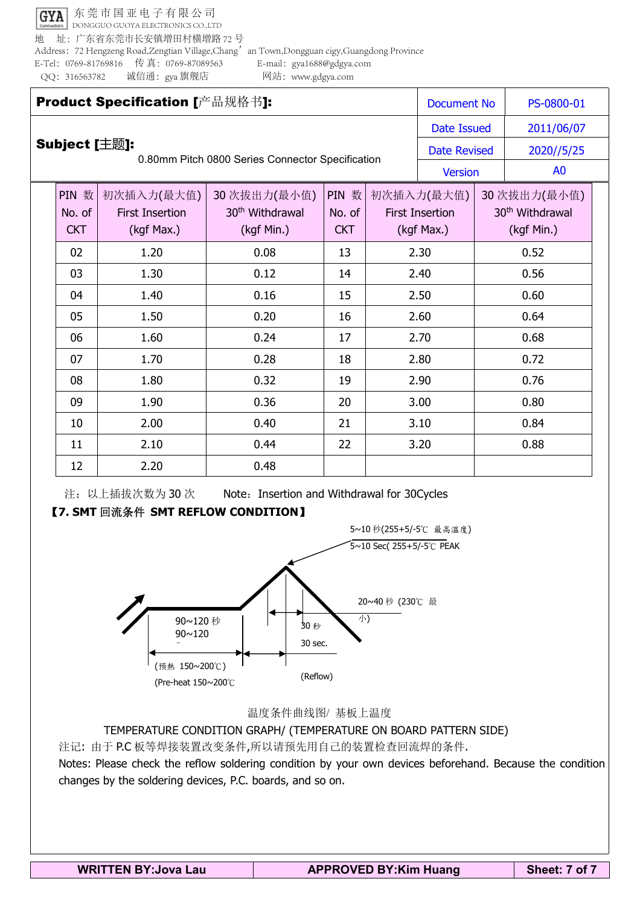东莞市国亚电子有限公司
DONGGUO GUOYA ELECTRONICS CO.,LTD
地 址：广东省东莞市长安镇增田村横增路 72 号
Address: 72 Hengzeng Road,Zengtian Village,Chang' an Town,Dongguan cigy,Guangdong Province
E-Tel: 0769-81769816 传真：0769-87089563 E-mail: gya1688@gdgya.com
QQ: 316563782 诚信通：gya 旗舰店 网站：www.gdgya.com

| Product Specification [产品规格书]: | Document No | PS-0800-01 |
|---|---|---|
| Subject [主题]: 0.80mm Pitch 0800 Series Connector Specification | Date Issued | 2011/06/07 |
| | Date Revised | 2020//5/25 |
| | Version | A0 |

| PIN 数 No. of CKT | 初次插入力(最大值) First Insertion (kgf Max.) | 30 次拔出力(最小值) 30th Withdrawal (kgf Min.) | PIN 数 No. of CKT | 初次插入力(最大值) First Insertion (kgf Max.) | 30 次拔出力(最小值) 30th Withdrawal (kgf Min.) |
|---|---|---|---|---|---|
| 02 | 1.20 | 0.08 | 13 | 2.30 | 0.52 |
| 03 | 1.30 | 0.12 | 14 | 2.40 | 0.56 |
| 04 | 1.40 | 0.16 | 15 | 2.50 | 0.60 |
| 05 | 1.50 | 0.20 | 16 | 2.60 | 0.64 |
| 06 | 1.60 | 0.24 | 17 | 2.70 | 0.68 |
| 07 | 1.70 | 0.28 | 18 | 2.80 | 0.72 |
| 08 | 1.80 | 0.32 | 19 | 2.90 | 0.76 |
| 09 | 1.90 | 0.36 | 20 | 3.00 | 0.80 |
| 10 | 2.00 | 0.40 | 21 | 3.10 | 0.84 |
| 11 | 2.10 | 0.44 | 22 | 3.20 | 0.88 |
| 12 | 2.20 | 0.48 | | | |

注：以上插拔次数为 30 次 Note：Insertion and Withdrawal for 30Cycles

## 【7. SMT 回流条件 SMT REFLOW CONDITION】

5~10 秒(255+5/-5℃ 最高温度)
5~10 Sec( 255+5/-5℃ PEAK
20~40 秒 (230℃ 最小)
90~120 秒
90~120
30 秒
30 sec.
(预热 150~200℃)
(Pre-heat 150~200℃
(Reflow)

温度条件曲线图/ 基板上温度

TEMPERATURE CONDITION GRAPH/ (TEMPERATURE ON BOARD PATTERN SIDE)

注记：由于 P.C 板等焊接装置改变条件,所以请预先用自己的装置检查回流焊的条件.

Notes: Please check the reflow soldering condition by your own devices beforehand. Because the condition changes by the soldering devices, P.C. boards, and so on.

| WRITTEN BY:Jova Lau | APPROVED BY:Kim Huang |
|---|---|